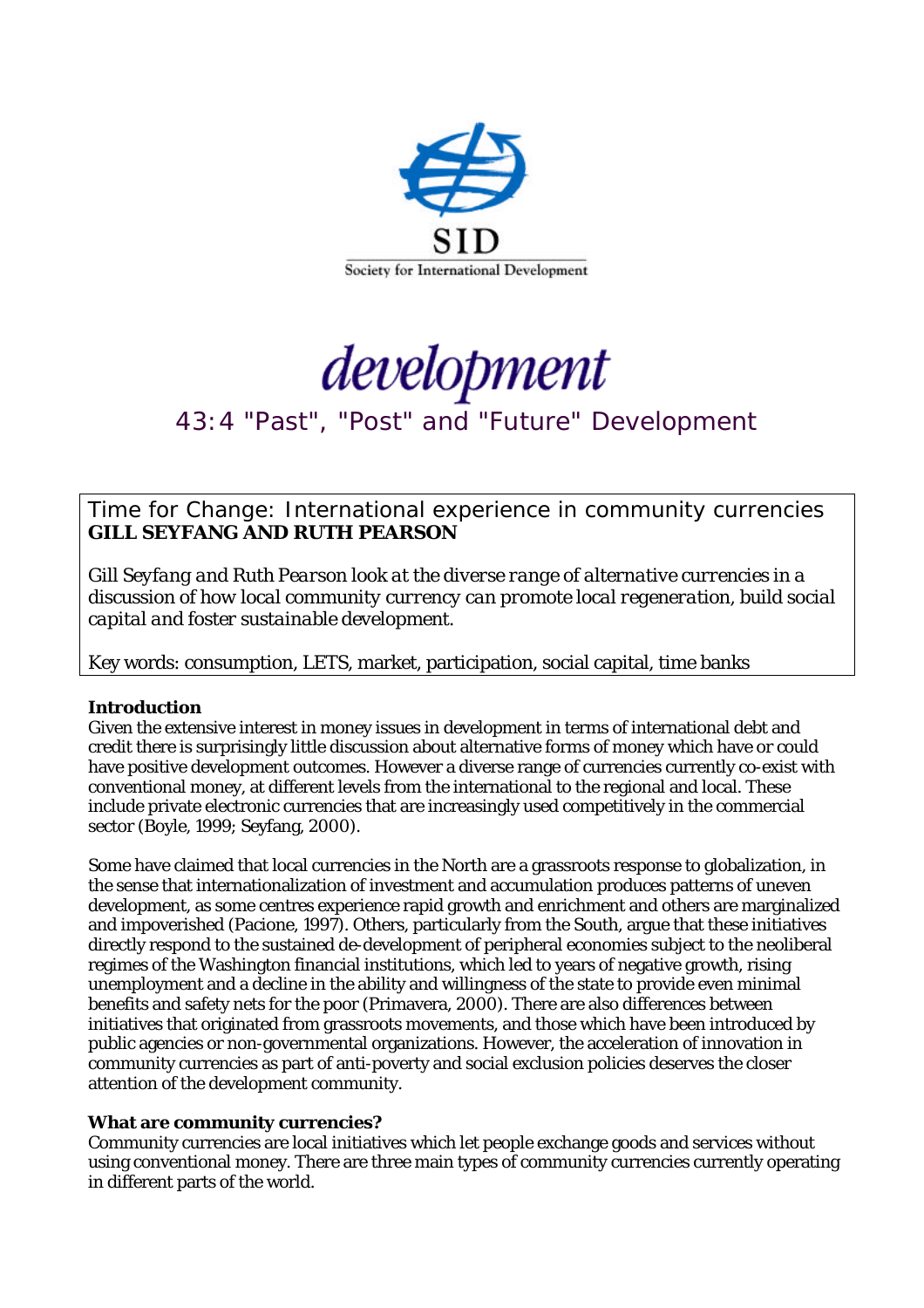SID

Society for International Development

# development

## 43:4 "Past", "Post" and "Future" Development

Time for Change: International experience in community currencies
**GILL SEYFANG AND RUTH PEARSON**

*Gill Seyfang and Ruth Pearson look at the diverse range of alternative currencies in a discussion of how local community currency can promote local regeneration, build social capital and foster sustainable development.*

Key words: consumption, LETS, market, participation, social capital, time banks

### Introduction

Given the extensive interest in money issues in development in terms of international debt and credit there is surprisingly little discussion about alternative forms of money which have or could have positive development outcomes. However a diverse range of currencies currently co-exist with conventional money, at different levels from the international to the regional and local. These include private electronic currencies that are increasingly used competitively in the commercial sector (Boyle, 1999; Seyfang, 2000).

Some have claimed that local currencies in the North are a grassroots response to globalization, in the sense that internationalization of investment and accumulation produces patterns of uneven development, as some centres experience rapid growth and enrichment and others are marginalized and impoverished (Pacione, 1997). Others, particularly from the South, argue that these initiatives directly respond to the sustained de-development of peripheral economies subject to the neoliberal regimes of the Washington financial institutions, which led to years of negative growth, rising unemployment and a decline in the ability and willingness of the state to provide even minimal benefits and safety nets for the poor (Primavera, 2000). There are also differences between initiatives that originated from grassroots movements, and those which have been introduced by public agencies or non-governmental organizations. However, the acceleration of innovation in community currencies as part of anti-poverty and social exclusion policies deserves the closer attention of the development community.

### What are community currencies?

Community currencies are local initiatives which let people exchange goods and services without using conventional money. There are three main types of community currencies currently operating in different parts of the world.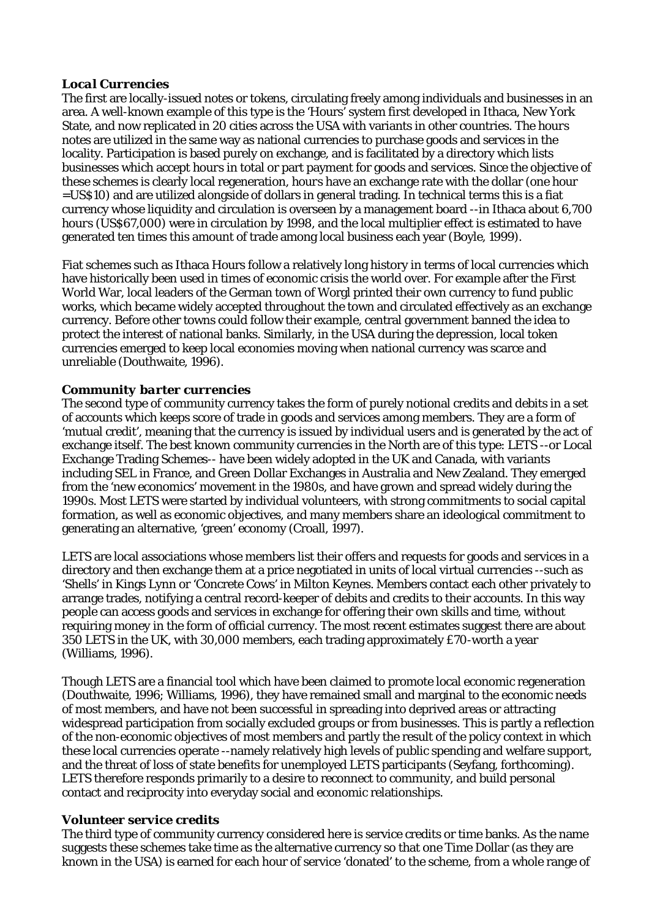### *Local Currencies*

The first are locally-issued notes or tokens, circulating freely among individuals and businesses in an area. A well-known example of this type is the 'Hours' system first developed in Ithaca, New York State, and now replicated in 20 cities across the USA with variants in other countries. The hours notes are utilized in the same way as national currencies to purchase goods and services in the locality. Participation is based purely on exchange, and is facilitated by a directory which lists businesses which accept hours in total or part payment for goods and services. Since the objective of these schemes is clearly local regeneration, hours have an exchange rate with the dollar (one hour =US$10) and are utilized alongside of dollars in general trading. In technical terms this is a fiat currency whose liquidity and circulation is overseen by a management board --in Ithaca about 6,700 hours (US$67,000) were in circulation by 1998, and the local multiplier effect is estimated to have generated ten times this amount of trade among local business each year (Boyle, 1999).

Fiat schemes such as Ithaca Hours follow a relatively long history in terms of local currencies which have historically been used in times of economic crisis the world over. For example after the First World War, local leaders of the German town of Worgl printed their own currency to fund public works, which became widely accepted throughout the town and circulated effectively as an exchange currency. Before other towns could follow their example, central government banned the idea to protect the interest of national banks. Similarly, in the USA during the depression, local token currencies emerged to keep local economies moving when national currency was scarce and unreliable (Douthwaite, 1996).

### *Community barter currencies*

The second type of community currency takes the form of purely notional credits and debits in a set of accounts which keeps score of trade in goods and services among members. They are a form of 'mutual credit', meaning that the currency is issued by individual users and is generated by the act of exchange itself. The best known community currencies in the North are of this type: LETS --or Local Exchange Trading Schemes-- have been widely adopted in the UK and Canada, with variants including SEL in France, and Green Dollar Exchanges in Australia and New Zealand. They emerged from the 'new economics' movement in the 1980s, and have grown and spread widely during the 1990s. Most LETS were started by individual volunteers, with strong commitments to social capital formation, as well as economic objectives, and many members share an ideological commitment to generating an alternative, 'green' economy (Croall, 1997).

LETS are local associations whose members list their offers and requests for goods and services in a directory and then exchange them at a price negotiated in units of local virtual currencies --such as 'Shells' in Kings Lynn or 'Concrete Cows' in Milton Keynes. Members contact each other privately to arrange trades, notifying a central record-keeper of debits and credits to their accounts. In this way people can access goods and services in exchange for offering their own skills and time, without requiring money in the form of official currency. The most recent estimates suggest there are about 350 LETS in the UK, with 30,000 members, each trading approximately £70-worth a year (Williams, 1996).

Though LETS are a financial tool which have been claimed to promote local economic regeneration (Douthwaite, 1996; Williams, 1996), they have remained small and marginal to the economic needs of most members, and have not been successful in spreading into deprived areas or attracting widespread participation from socially excluded groups or from businesses. This is partly a reflection of the non-economic objectives of most members and partly the result of the policy context in which these local currencies operate --namely relatively high levels of public spending and welfare support, and the threat of loss of state benefits for unemployed LETS participants (Seyfang, forthcoming). LETS therefore responds primarily to a desire to reconnect to community, and build personal contact and reciprocity into everyday social and economic relationships.

### *Volunteer service credits*

The third type of community currency considered here is service credits or time banks. As the name suggests these schemes take time as the alternative currency so that one Time Dollar (as they are known in the USA) is earned for each hour of service 'donated' to the scheme, from a whole range of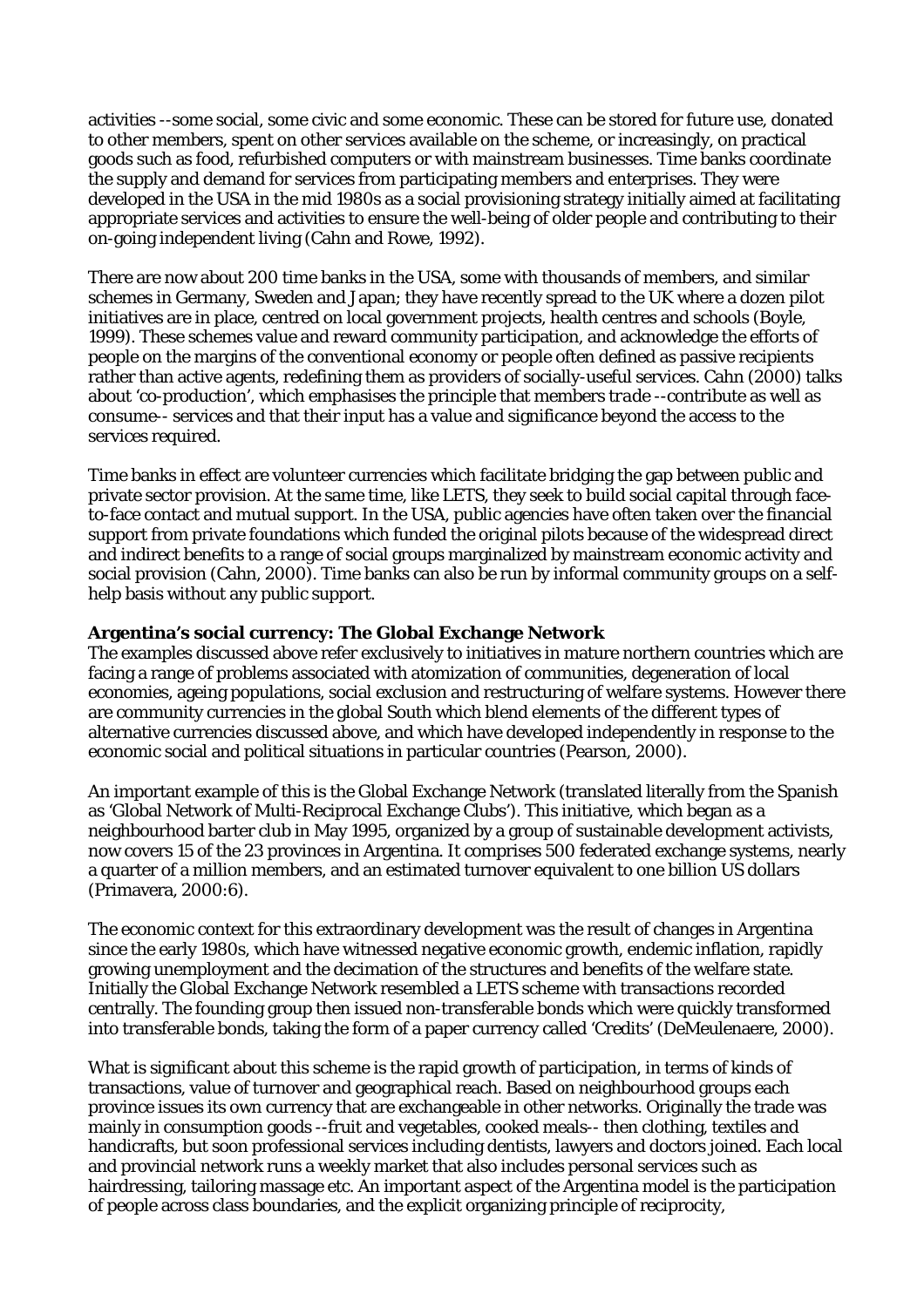activities --some social, some civic and some economic. These can be stored for future use, donated to other members, spent on other services available on the scheme, or increasingly, on practical goods such as food, refurbished computers or with mainstream businesses. Time banks coordinate the supply and demand for services from participating members and enterprises. They were developed in the USA in the mid 1980s as a social provisioning strategy initially aimed at facilitating appropriate services and activities to ensure the well-being of older people and contributing to their on-going independent living (Cahn and Rowe, 1992).

There are now about 200 time banks in the USA, some with thousands of members, and similar schemes in Germany, Sweden and Japan; they have recently spread to the UK where a dozen pilot initiatives are in place, centred on local government projects, health centres and schools (Boyle, 1999). These schemes value and reward community participation, and acknowledge the efforts of people on the margins of the conventional economy or people often defined as passive recipients rather than active agents, redefining them as providers of socially-useful services. Cahn (2000) talks about 'co-production', which emphasises the principle that members *trade* --contribute as well as consume-- services and that their input has a value and significance beyond the access to the services required.

Time banks in effect are volunteer currencies which facilitate bridging the gap between public and private sector provision. At the same time, like LETS, they seek to build social capital through face-to-face contact and mutual support. In the USA, public agencies have often taken over the financial support from private foundations which funded the original pilots because of the widespread direct and indirect benefits to a range of social groups marginalized by mainstream economic activity and social provision (Cahn, 2000). Time banks can also be run by informal community groups on a self-help basis without any public support.

**Argentina's social currency: The Global Exchange Network**

The examples discussed above refer exclusively to initiatives in mature northern countries which are facing a range of problems associated with atomization of communities, degeneration of local economies, ageing populations, social exclusion and restructuring of welfare systems. However there are community currencies in the global South which blend elements of the different types of alternative currencies discussed above, and which have developed independently in response to the economic social and political situations in particular countries (Pearson, 2000).

An important example of this is the Global Exchange Network (translated literally from the Spanish as 'Global Network of Multi-Reciprocal Exchange Clubs'). This initiative, which began as a neighbourhood barter club in May 1995, organized by a group of sustainable development activists, now covers 15 of the 23 provinces in Argentina. It comprises 500 federated exchange systems, nearly a quarter of a million members, and an estimated turnover equivalent to one billion US dollars (Primavera, 2000:6).

The economic context for this extraordinary development was the result of changes in Argentina since the early 1980s, which have witnessed negative economic growth, endemic inflation, rapidly growing unemployment and the decimation of the structures and benefits of the welfare state. Initially the Global Exchange Network resembled a LETS scheme with transactions recorded centrally. The founding group then issued non-transferable bonds which were quickly transformed into transferable bonds, taking the form of a paper currency called 'Credits' (DeMeulenaere, 2000).

What is significant about this scheme is the rapid growth of participation, in terms of kinds of transactions, value of turnover and geographical reach. Based on neighbourhood groups each province issues its own currency that are exchangeable in other networks. Originally the trade was mainly in consumption goods --fruit and vegetables, cooked meals-- then clothing, textiles and handicrafts, but soon professional services including dentists, lawyers and doctors joined. Each local and provincial network runs a weekly market that also includes personal services such as hairdressing, tailoring massage etc. An important aspect of the Argentina model is the participation of people across class boundaries, and the explicit organizing principle of reciprocity,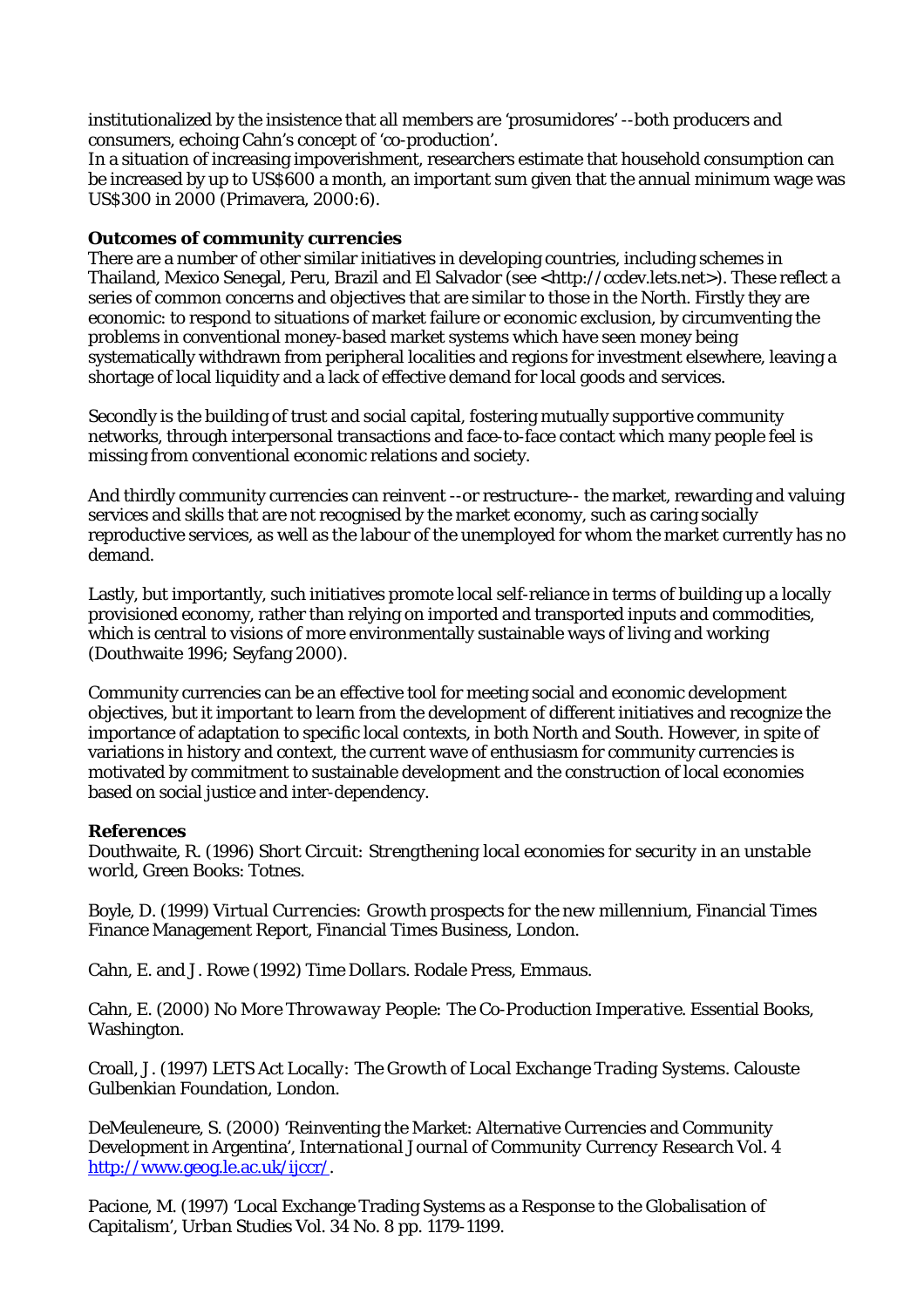institutionalized by the insistence that all members are 'prosumidores' --both producers and consumers, echoing Cahn's concept of 'co-production'.

In a situation of increasing impoverishment, researchers estimate that household consumption can be increased by up to US$600 a month, an important sum given that the annual minimum wage was US$300 in 2000 (Primavera, 2000:6).

**Outcomes of community currencies**

There are a number of other similar initiatives in developing countries, including schemes in Thailand, Mexico Senegal, Peru, Brazil and El Salvador (see <http://ccdev.lets.net>). These reflect a series of common concerns and objectives that are similar to those in the North. Firstly they are economic: to respond to situations of market failure or economic exclusion, by circumventing the problems in conventional money-based market systems which have seen money being systematically withdrawn from peripheral localities and regions for investment elsewhere, leaving a shortage of local liquidity and a lack of effective demand for local goods and services.

Secondly is the building of trust and social capital, fostering mutually supportive community networks, through interpersonal transactions and face-to-face contact which many people feel is missing from conventional economic relations and society.

And thirdly community currencies can reinvent --or restructure-- the market, rewarding and valuing services and skills that are not recognised by the market economy, such as caring socially reproductive services, as well as the labour of the unemployed for whom the market currently has no demand.

Lastly, but importantly, such initiatives promote local self-reliance in terms of building up a locally provisioned economy, rather than relying on imported and transported inputs and commodities, which is central to visions of more environmentally sustainable ways of living and working (Douthwaite 1996; Seyfang 2000).

Community currencies can be an effective tool for meeting social and economic development objectives, but it important to learn from the development of different initiatives and recognize the importance of adaptation to specific local contexts, in both North and South. However, in spite of variations in history and context, the current wave of enthusiasm for community currencies is motivated by commitment to sustainable development and the construction of local economies based on social justice and inter-dependency.

**References**

Douthwaite, R. (1996) *Short Circuit: Strengthening local economies for security in an unstable world*, Green Books: Totnes.

Boyle, D. (1999) *Virtual Currencies: Growth prospects for the new millennium*, Financial Times Finance Management Report, Financial Times Business, London.

Cahn, E. and J. Rowe (1992) *Time Dollars*. Rodale Press, Emmaus.

Cahn, E. (2000) *No More Throwaway People: The Co-Production Imperative*. Essential Books, Washington.

Croall, J. (1997) *LETS Act Locally: The Growth of Local Exchange Trading Systems*. Calouste Gulbenkian Foundation, London.

DeMeuleneure, S. (2000) 'Reinventing the Market: Alternative Currencies and Community Development in Argentina', *International Journal of Community Currency Research* Vol. 4 http://www.geog.le.ac.uk/ijccr/.

Pacione, M. (1997) 'Local Exchange Trading Systems as a Response to the Globalisation of Capitalism', *Urban Studies* Vol. 34 No. 8 pp. 1179-1199.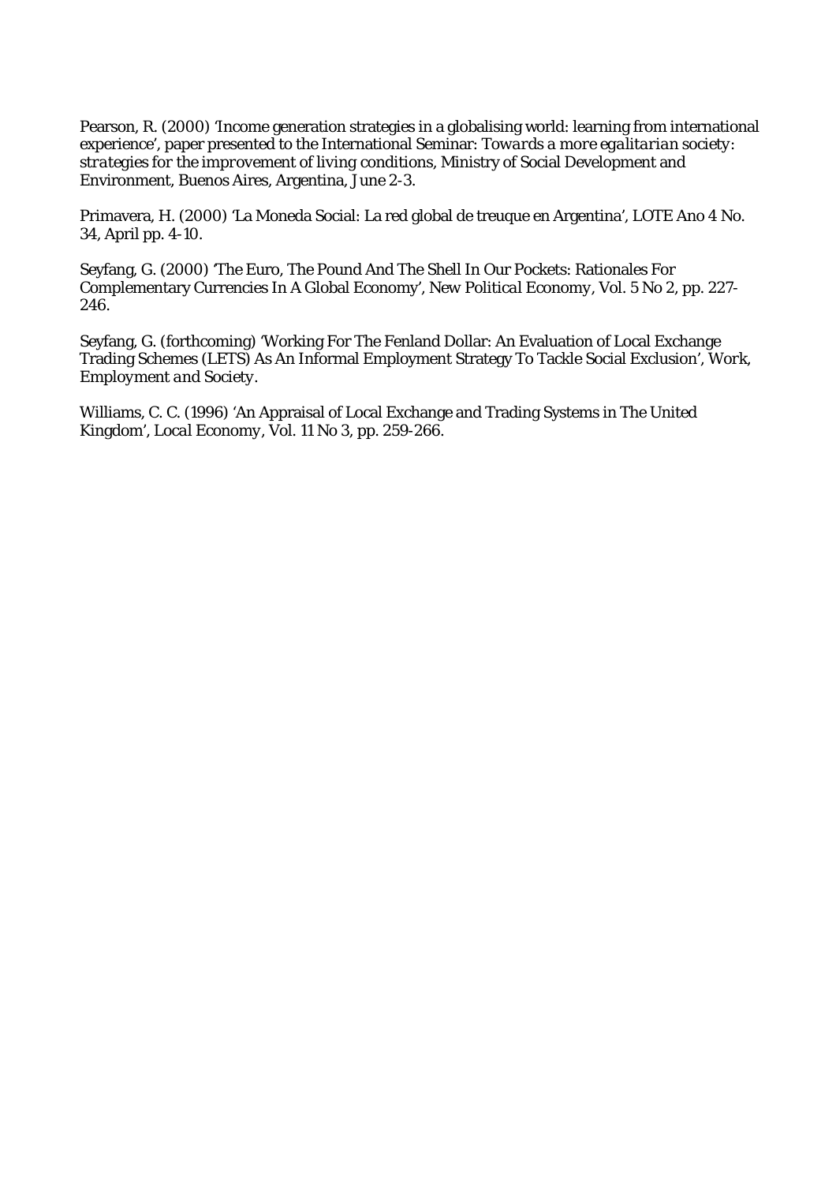Pearson, R. (2000) 'Income generation strategies in a globalising world: learning from international experience', paper presented to the International Seminar: *Towards a more egalitarian society: strategies for the improvement of living conditions*, Ministry of Social Development and Environment, Buenos Aires, Argentina, June 2-3.

Primavera, H. (2000) 'La Moneda Social: La red global de treuque en Argentina', LOTE Ano 4 No. 34, April pp. 4-10.

Seyfang, G. (2000) 'The Euro, The Pound And The Shell In Our Pockets: Rationales For Complementary Currencies In A Global Economy', *New Political Economy*, Vol. 5 No 2, pp. 227-246.

Seyfang, G. (forthcoming) 'Working For The Fenland Dollar: An Evaluation of Local Exchange Trading Schemes (LETS) As An Informal Employment Strategy To Tackle Social Exclusion', *Work, Employment and Society*.

Williams, C. C. (1996) 'An Appraisal of Local Exchange and Trading Systems in The United Kingdom', *Local Economy*, Vol. 11 No 3, pp. 259-266.